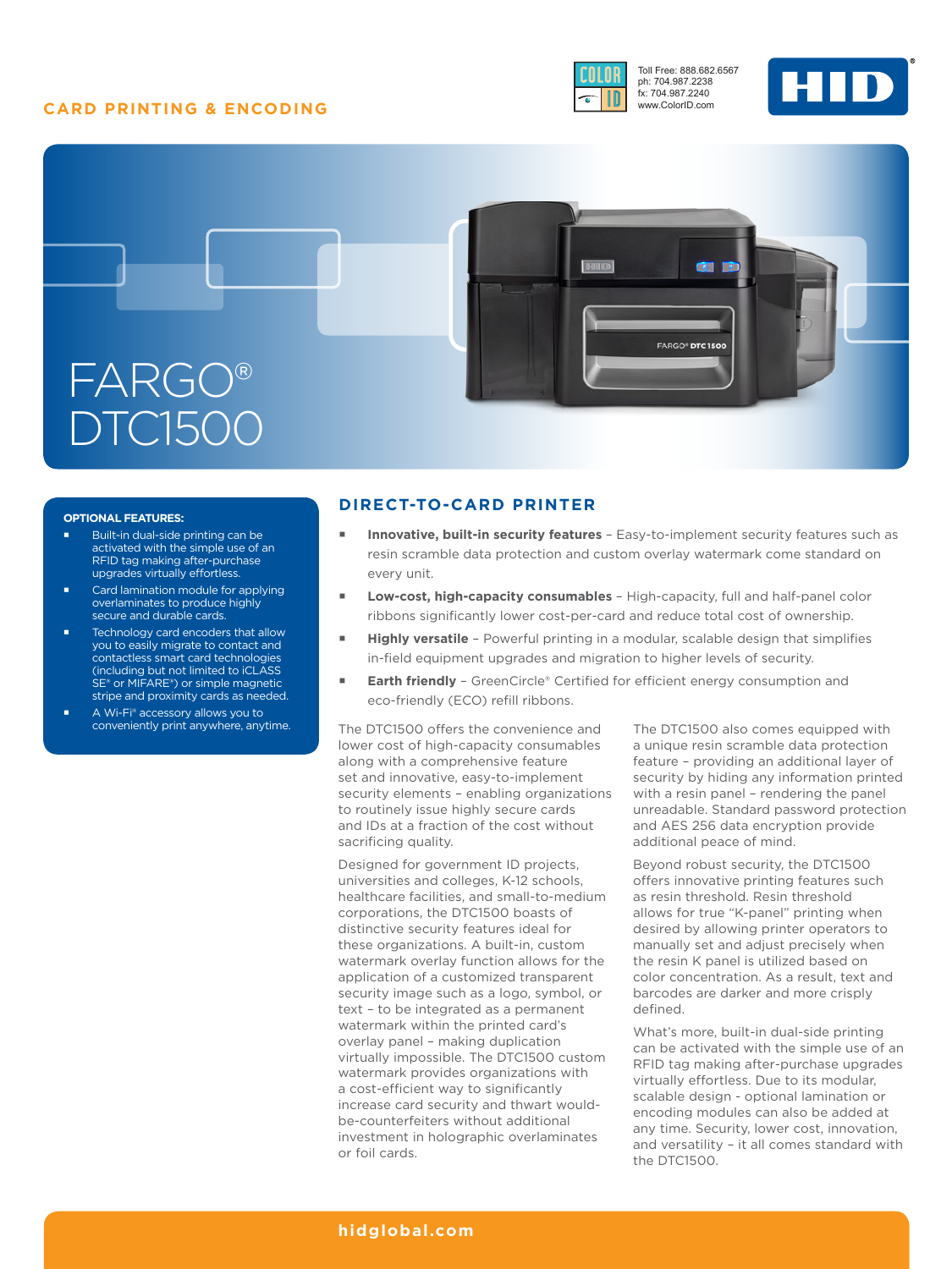CARD PRINTING & ENCODING

Toll Free: 888.682.6567
ph: 704.987.2238
fx: 704.987.2240
www.ColorID.com

# FARGO® DTC1500

**OPTIONAL FEATURES:**

- Built-in dual-side printing can be activated with the simple use of an RFID tag making after-purchase upgrades virtually effortless.
- Card lamination module for applying overlaminates to produce highly secure and durable cards.
- Technology card encoders that allow you to easily migrate to contact and contactless smart card technologies (including but not limited to iCLASS SE® or MIFARE®) or simple magnetic stripe and proximity cards as needed.
- A Wi-Fi® accessory allows you to conveniently print anywhere, anytime.

## DIRECT-TO-CARD PRINTER

- **Innovative, built-in security features** – Easy-to-implement security features such as resin scramble data protection and custom overlay watermark come standard on every unit.
- **Low-cost, high-capacity consumables** – High-capacity, full and half-panel color ribbons significantly lower cost-per-card and reduce total cost of ownership.
- **Highly versatile** – Powerful printing in a modular, scalable design that simplifies in-field equipment upgrades and migration to higher levels of security.
- **Earth friendly** – GreenCircle® Certified for efficient energy consumption and eco-friendly (ECO) refill ribbons.

The DTC1500 offers the convenience and lower cost of high-capacity consumables along with a comprehensive feature set and innovative, easy-to-implement security elements – enabling organizations to routinely issue highly secure cards and IDs at a fraction of the cost without sacrificing quality.

Designed for government ID projects, universities and colleges, K-12 schools, healthcare facilities, and small-to-medium corporations, the DTC1500 boasts of distinctive security features ideal for these organizations. A built-in, custom watermark overlay function allows for the application of a customized transparent security image such as a logo, symbol, or text – to be integrated as a permanent watermark within the printed card's overlay panel – making duplication virtually impossible. The DTC1500 custom watermark provides organizations with a cost-efficient way to significantly increase card security and thwart would-be-counterfeiters without additional investment in holographic overlaminates or foil cards.

The DTC1500 also comes equipped with a unique resin scramble data protection feature – providing an additional layer of security by hiding any information printed with a resin panel – rendering the panel unreadable. Standard password protection and AES 256 data encryption provide additional peace of mind.

Beyond robust security, the DTC1500 offers innovative printing features such as resin threshold. Resin threshold allows for true "K-panel" printing when desired by allowing printer operators to manually set and adjust precisely when the resin K panel is utilized based on color concentration. As a result, text and barcodes are darker and more crisply defined.

What's more, built-in dual-side printing can be activated with the simple use of an RFID tag making after-purchase upgrades virtually effortless. Due to its modular, scalable design - optional lamination or encoding modules can also be added at any time. Security, lower cost, innovation, and versatility – it all comes standard with the DTC1500.

hidglobal.com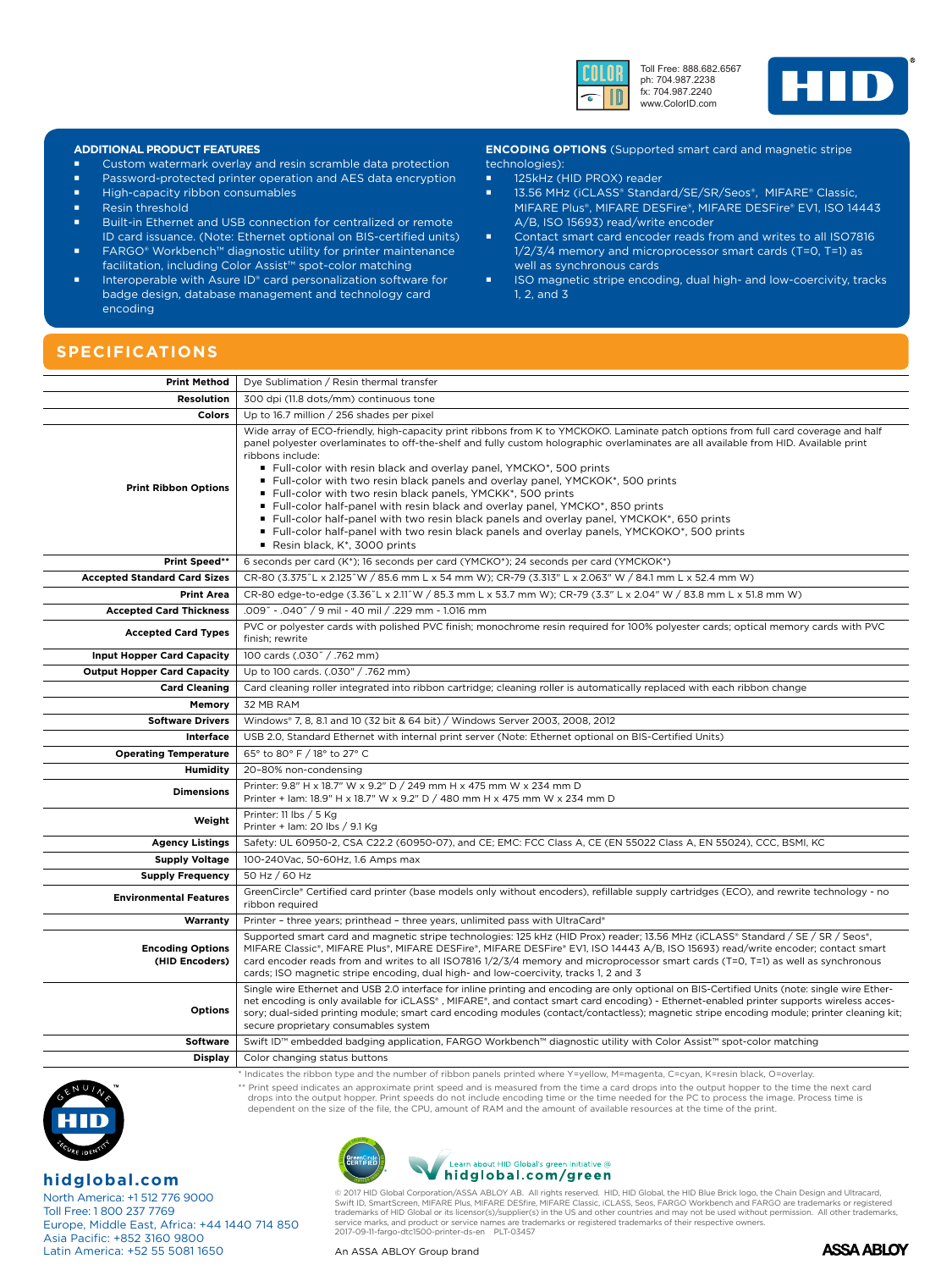Toll Free: 888.682.6567
ph: 704.987.2238
fx: 704.987.2240
www.ColorID.com

**ADDITIONAL PRODUCT FEATURES**

- Custom watermark overlay and resin scramble data protection
- Password-protected printer operation and AES data encryption
- High-capacity ribbon consumables
- Resin threshold
- Built-in Ethernet and USB connection for centralized or remote ID card issuance. (Note: Ethernet optional on BIS-certified units)
- FARGO® Workbench™ diagnostic utility for printer maintenance facilitation, including Color Assist™ spot-color matching
- Interoperable with Asure ID® card personalization software for badge design, database management and technology card encoding

**ENCODING OPTIONS** (Supported smart card and magnetic stripe technologies):

- 125kHz (HID PROX) reader
- 13.56 MHz (iCLASS® Standard/SE/SR/Seos®, MIFARE® Classic, MIFARE Plus®, MIFARE DESFire®, MIFARE DESFire® EV1, ISO 14443 A/B, ISO 15693) read/write encoder
- Contact smart card encoder reads from and writes to all ISO7816 1/2/3/4 memory and microprocessor smart cards (T=0, T=1) as well as synchronous cards
- ISO magnetic stripe encoding, dual high- and low-coercivity, tracks 1, 2, and 3

## SPECIFICATIONS

| | |
|---|---|
| **Print Method** | Dye Sublimation / Resin thermal transfer |
| **Resolution** | 300 dpi (11.8 dots/mm) continuous tone |
| **Colors** | Up to 16.7 million / 256 shades per pixel |
| **Print Ribbon Options** | Wide array of ECO-friendly, high-capacity print ribbons from K to YMCKOKO. Laminate patch options from full card coverage and half panel polyester overlaminates to off-the-shelf and fully custom holographic overlaminates are all available from HID. Available print ribbons include: ▪ Full-color with resin black and overlay panel, YMCKO\*, 500 prints ▪ Full-color with two resin black panels and overlay panel, YMCKOK\*, 500 prints ▪ Full-color with two resin black panels, YMCKK\*, 500 prints ▪ Full-color half-panel with resin black and overlay panel, YMCKO\*, 850 prints ▪ Full-color half-panel with two resin black panels and overlay panel, YMCKOK\*, 650 prints ▪ Full-color half-panel with two resin black panels and overlay panels, YMCKOKO\*, 500 prints ▪ Resin black, K\*, 3000 prints |
| **Print Speed\*\*** | 6 seconds per card (K\*); 16 seconds per card (YMCKO\*); 24 seconds per card (YMCKOK\*) |
| **Accepted Standard Card Sizes** | CR-80 (3.375˝L x 2.125˝W / 85.6 mm L x 54 mm W); CR-79 (3.313" L x 2.063" W / 84.1 mm L x 52.4 mm W) |
| **Print Area** | CR-80 edge-to-edge (3.36˝L x 2.11˝W / 85.3 mm L x 53.7 mm W); CR-79 (3.3" L x 2.04" W / 83.8 mm L x 51.8 mm W) |
| **Accepted Card Thickness** | .009˝ - .040˝ / 9 mil - 40 mil / .229 mm - 1.016 mm |
| **Accepted Card Types** | PVC or polyester cards with polished PVC finish; monochrome resin required for 100% polyester cards; optical memory cards with PVC finish; rewrite |
| **Input Hopper Card Capacity** | 100 cards (.030˝ / .762 mm) |
| **Output Hopper Card Capacity** | Up to 100 cards. (.030" / .762 mm) |
| **Card Cleaning** | Card cleaning roller integrated into ribbon cartridge; cleaning roller is automatically replaced with each ribbon change |
| **Memory** | 32 MB RAM |
| **Software Drivers** | Windows® 7, 8, 8.1 and 10 (32 bit & 64 bit) / Windows Server 2003, 2008, 2012 |
| **Interface** | USB 2.0, Standard Ethernet with internal print server (Note: Ethernet optional on BIS-Certified Units) |
| **Operating Temperature** | 65° to 80° F / 18° to 27° C |
| **Humidity** | 20–80% non-condensing |
| **Dimensions** | Printer: 9.8" H x 18.7" W x 9.2" D / 249 mm H x 475 mm W x 234 mm D<br>Printer + lam: 18.9" H x 18.7" W x 9.2" D / 480 mm H x 475 mm W x 234 mm D |
| **Weight** | Printer: 11 lbs / 5 Kg<br>Printer + lam: 20 lbs / 9.1 Kg |
| **Agency Listings** | Safety: UL 60950-2, CSA C22.2 (60950-07), and CE; EMC: FCC Class A, CE (EN 55022 Class A, EN 55024), CCC, BSMI, KC |
| **Supply Voltage** | 100-240Vac, 50-60Hz, 1.6 Amps max |
| **Supply Frequency** | 50 Hz / 60 Hz |
| **Environmental Features** | GreenCircle® Certified card printer (base models only without encoders), refillable supply cartridges (ECO), and rewrite technology - no ribbon required |
| **Warranty** | Printer – three years; printhead – three years, unlimited pass with UltraCard® |
| **Encoding Options (HID Encoders)** | Supported smart card and magnetic stripe technologies: 125 kHz (HID Prox) reader; 13.56 MHz (iCLASS® Standard / SE / SR / Seos®, MIFARE Classic®, MIFARE Plus®, MIFARE DESFire®, MIFARE DESFire® EV1, ISO 14443 A/B, ISO 15693) read/write encoder; contact smart card encoder reads from and writes to all ISO7816 1/2/3/4 memory and microprocessor smart cards (T=0, T=1) as well as synchronous cards; ISO magnetic stripe encoding, dual high- and low-coercivity, tracks 1, 2 and 3 |
| **Options** | Single wire Ethernet and USB 2.0 interface for inline printing and encoding are only optional on BIS-Certified Units (note: single wire Ethernet encoding is only available for iCLASS®, MIFARE®, and contact smart card encoding) - Ethernet-enabled printer supports wireless accessory; dual-sided printing module; smart card encoding modules (contact/contactless); magnetic stripe encoding module; printer cleaning kit; secure proprietary consumables system |
| **Software** | Swift ID™ embedded badging application, FARGO Workbench™ diagnostic utility with Color Assist™ spot-color matching |
| **Display** | Color changing status buttons |

\* Indicates the ribbon type and the number of ribbon panels printed where Y=yellow, M=magenta, C=cyan, K=resin black, O=overlay.

\*\* Print speed indicates an approximate print speed and is measured from the time a card drops into the output hopper to the time the next card drops into the output hopper. Print speeds do not include encoding time or the time needed for the PC to process the image. Process time is dependent on the size of the file, the CPU, amount of RAM and the amount of available resources at the time of the print.

Learn about HID Global's green initiative @ **hidglobal.com/green**

**hidglobal.com**

North America: +1 512 776 9000
Toll Free: 1 800 237 7769
Europe, Middle East, Africa: +44 1440 714 850
Asia Pacific: +852 3160 9800
Latin America: +52 55 5081 1650

© 2017 HID Global Corporation/ASSA ABLOY AB. All rights reserved. HID, HID Global, the HID Blue Brick logo, the Chain Design and Ultracard, Swift ID, SmartScreen, MIFARE Plus, MIFARE DESfire, MIFARE Classic, iCLASS, Seos, FARGO Workbench and FARGO are trademarks or registered trademarks of HID Global or its licensor(s)/supplier(s) in the US and other countries and may not be used without permission. All other trademarks, service marks, and product or service names are trademarks or registered trademarks of their respective owners.
2017-09-11-fargo-dtc1500-printer-ds-en PLT-03457

An ASSA ABLOY Group brand